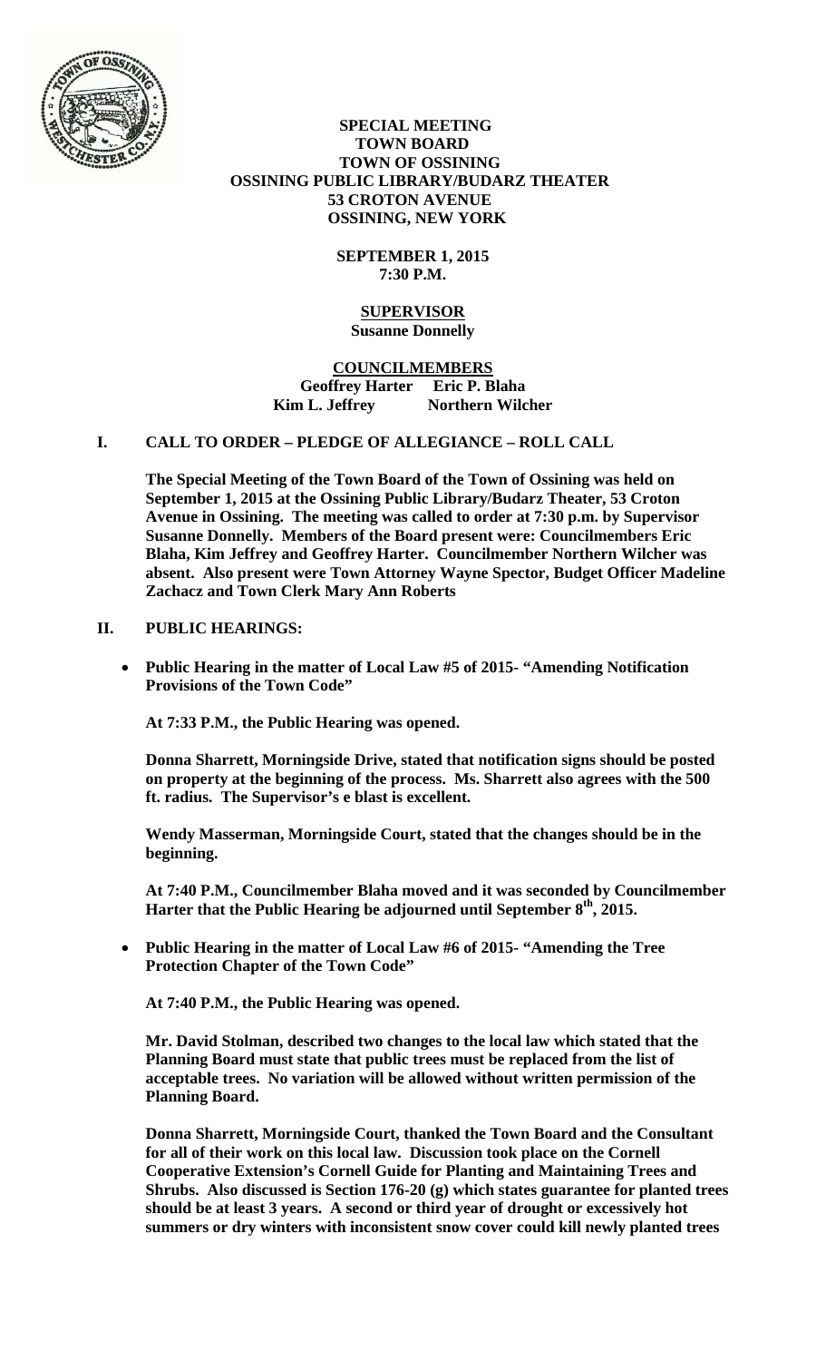**SPECIAL MEETING**
**TOWN BOARD**
**TOWN OF OSSINING**
**OSSINING PUBLIC LIBRARY/BUDARZ THEATER**
**53 CROTON AVENUE**
**OSSINING, NEW YORK**

**SEPTEMBER 1, 2015**
**7:30 P.M.**

**SUPERVISOR**
**Susanne Donnelly**

**COUNCILMEMBERS**
**Geoffrey Harter Eric P. Blaha**
**Kim L. Jeffrey Northern Wilcher**

## I. CALL TO ORDER – PLEDGE OF ALLEGIANCE – ROLL CALL

**The Special Meeting of the Town Board of the Town of Ossining was held on September 1, 2015 at the Ossining Public Library/Budarz Theater, 53 Croton Avenue in Ossining. The meeting was called to order at 7:30 p.m. by Supervisor Susanne Donnelly. Members of the Board present were: Councilmembers Eric Blaha, Kim Jeffrey and Geoffrey Harter. Councilmember Northern Wilcher was absent. Also present were Town Attorney Wayne Spector, Budget Officer Madeline Zachacz and Town Clerk Mary Ann Roberts**

## II. PUBLIC HEARINGS:

- **Public Hearing in the matter of Local Law #5 of 2015- "Amending Notification Provisions of the Town Code"**

**At 7:33 P.M., the Public Hearing was opened.**

**Donna Sharrett, Morningside Drive, stated that notification signs should be posted on property at the beginning of the process. Ms. Sharrett also agrees with the 500 ft. radius. The Supervisor's e blast is excellent.**

**Wendy Masserman, Morningside Court, stated that the changes should be in the beginning.**

**At 7:40 P.M., Councilmember Blaha moved and it was seconded by Councilmember Harter that the Public Hearing be adjourned until September 8th, 2015.**

- **Public Hearing in the matter of Local Law #6 of 2015- "Amending the Tree Protection Chapter of the Town Code"**

**At 7:40 P.M., the Public Hearing was opened.**

**Mr. David Stolman, described two changes to the local law which stated that the Planning Board must state that public trees must be replaced from the list of acceptable trees. No variation will be allowed without written permission of the Planning Board.**

**Donna Sharrett, Morningside Court, thanked the Town Board and the Consultant for all of their work on this local law. Discussion took place on the Cornell Cooperative Extension's Cornell Guide for Planting and Maintaining Trees and Shrubs. Also discussed is Section 176-20 (g) which states guarantee for planted trees should be at least 3 years. A second or third year of drought or excessively hot summers or dry winters with inconsistent snow cover could kill newly planted trees**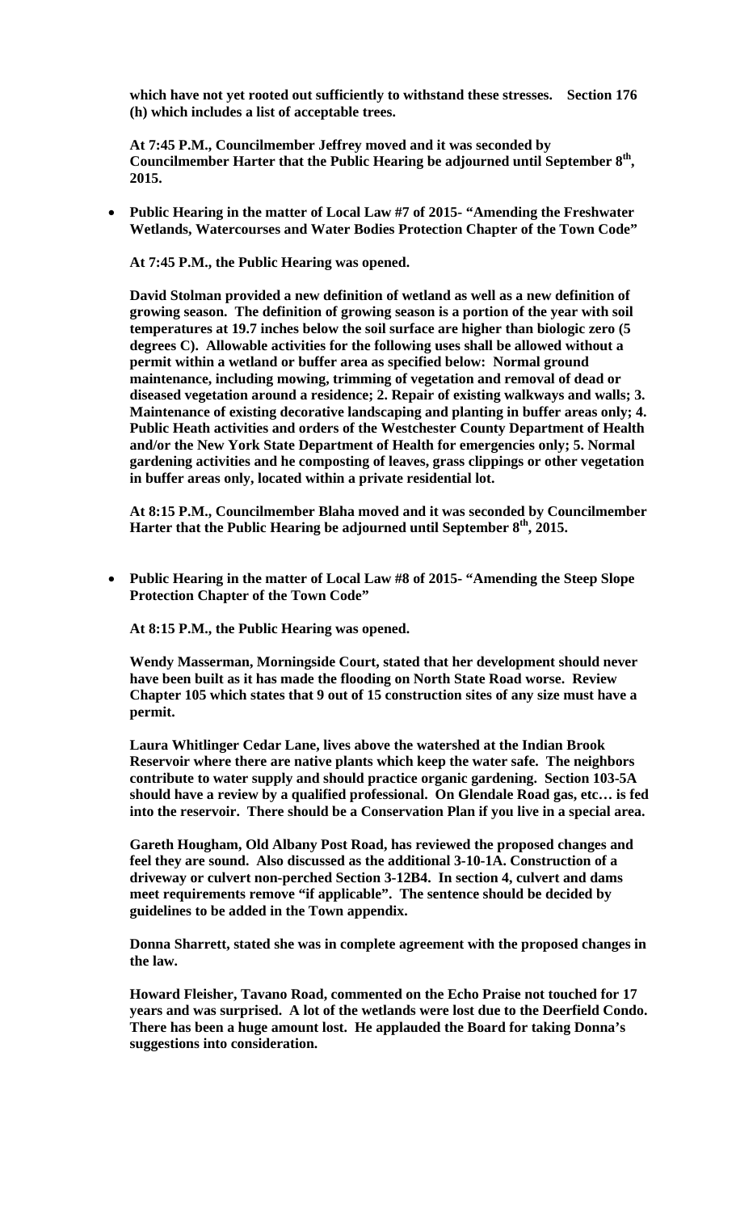**which have not yet rooted out sufficiently to withstand these stresses. Section 176 (h) which includes a list of acceptable trees.**

**At 7:45 P.M., Councilmember Jeffrey moved and it was seconded by Councilmember Harter that the Public Hearing be adjourned until September 8th, 2015.**

- **Public Hearing in the matter of Local Law #7 of 2015- "Amending the Freshwater Wetlands, Watercourses and Water Bodies Protection Chapter of the Town Code"**

**At 7:45 P.M., the Public Hearing was opened.**

**David Stolman provided a new definition of wetland as well as a new definition of growing season. The definition of growing season is a portion of the year with soil temperatures at 19.7 inches below the soil surface are higher than biologic zero (5 degrees C). Allowable activities for the following uses shall be allowed without a permit within a wetland or buffer area as specified below: Normal ground maintenance, including mowing, trimming of vegetation and removal of dead or diseased vegetation around a residence; 2. Repair of existing walkways and walls; 3. Maintenance of existing decorative landscaping and planting in buffer areas only; 4. Public Heath activities and orders of the Westchester County Department of Health and/or the New York State Department of Health for emergencies only; 5. Normal gardening activities and he composting of leaves, grass clippings or other vegetation in buffer areas only, located within a private residential lot.**

**At 8:15 P.M., Councilmember Blaha moved and it was seconded by Councilmember Harter that the Public Hearing be adjourned until September 8th, 2015.**

- **Public Hearing in the matter of Local Law #8 of 2015- "Amending the Steep Slope Protection Chapter of the Town Code"**

**At 8:15 P.M., the Public Hearing was opened.**

**Wendy Masserman, Morningside Court, stated that her development should never have been built as it has made the flooding on North State Road worse. Review Chapter 105 which states that 9 out of 15 construction sites of any size must have a permit.**

**Laura Whitlinger Cedar Lane, lives above the watershed at the Indian Brook Reservoir where there are native plants which keep the water safe. The neighbors contribute to water supply and should practice organic gardening. Section 103-5A should have a review by a qualified professional. On Glendale Road gas, etc… is fed into the reservoir. There should be a Conservation Plan if you live in a special area.**

**Gareth Hougham, Old Albany Post Road, has reviewed the proposed changes and feel they are sound. Also discussed as the additional 3-10-1A. Construction of a driveway or culvert non-perched Section 3-12B4. In section 4, culvert and dams meet requirements remove "if applicable". The sentence should be decided by guidelines to be added in the Town appendix.**

**Donna Sharrett, stated she was in complete agreement with the proposed changes in the law.**

**Howard Fleisher, Tavano Road, commented on the Echo Praise not touched for 17 years and was surprised. A lot of the wetlands were lost due to the Deerfield Condo. There has been a huge amount lost. He applauded the Board for taking Donna's suggestions into consideration.**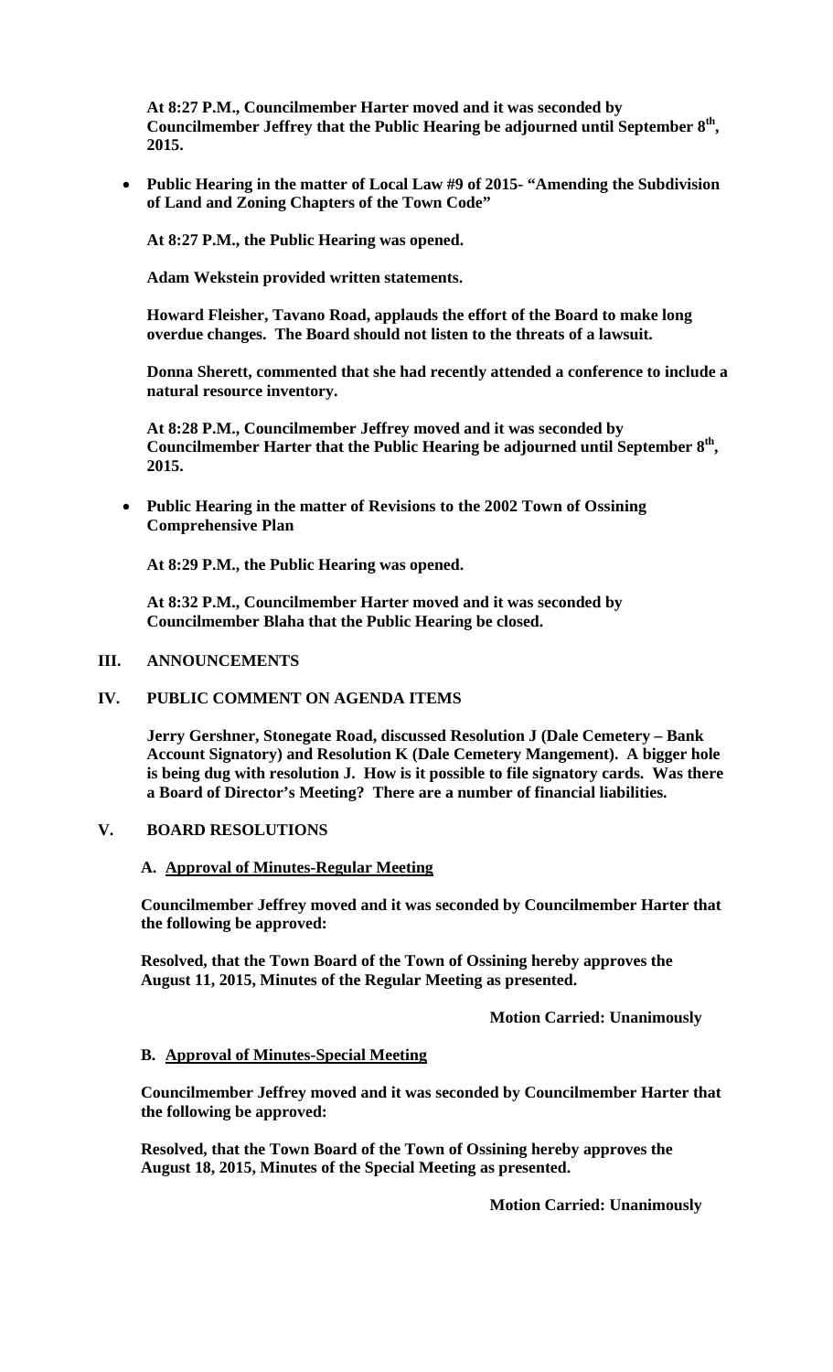**At 8:27 P.M., Councilmember Harter moved and it was seconded by Councilmember Jeffrey that the Public Hearing be adjourned until September 8th, 2015.**

- **Public Hearing in the matter of Local Law #9 of 2015- "Amending the Subdivision of Land and Zoning Chapters of the Town Code"**

  **At 8:27 P.M., the Public Hearing was opened.**

  **Adam Wekstein provided written statements.**

  **Howard Fleisher, Tavano Road, applauds the effort of the Board to make long overdue changes. The Board should not listen to the threats of a lawsuit.**

  **Donna Sherett, commented that she had recently attended a conference to include a natural resource inventory.**

  **At 8:28 P.M., Councilmember Jeffrey moved and it was seconded by Councilmember Harter that the Public Hearing be adjourned until September 8th, 2015.**

- **Public Hearing in the matter of Revisions to the 2002 Town of Ossining Comprehensive Plan**

  **At 8:29 P.M., the Public Hearing was opened.**

  **At 8:32 P.M., Councilmember Harter moved and it was seconded by Councilmember Blaha that the Public Hearing be closed.**

## III. ANNOUNCEMENTS

## IV. PUBLIC COMMENT ON AGENDA ITEMS

**Jerry Gershner, Stonegate Road, discussed Resolution J (Dale Cemetery – Bank Account Signatory) and Resolution K (Dale Cemetery Mangement). A bigger hole is being dug with resolution J. How is it possible to file signatory cards. Was there a Board of Director's Meeting? There are a number of financial liabilities.**

## V. BOARD RESOLUTIONS

### A. Approval of Minutes-Regular Meeting

**Councilmember Jeffrey moved and it was seconded by Councilmember Harter that the following be approved:**

**Resolved, that the Town Board of the Town of Ossining hereby approves the August 11, 2015, Minutes of the Regular Meeting as presented.**

**Motion Carried: Unanimously**

### B. Approval of Minutes-Special Meeting

**Councilmember Jeffrey moved and it was seconded by Councilmember Harter that the following be approved:**

**Resolved, that the Town Board of the Town of Ossining hereby approves the August 18, 2015, Minutes of the Special Meeting as presented.**

**Motion Carried: Unanimously**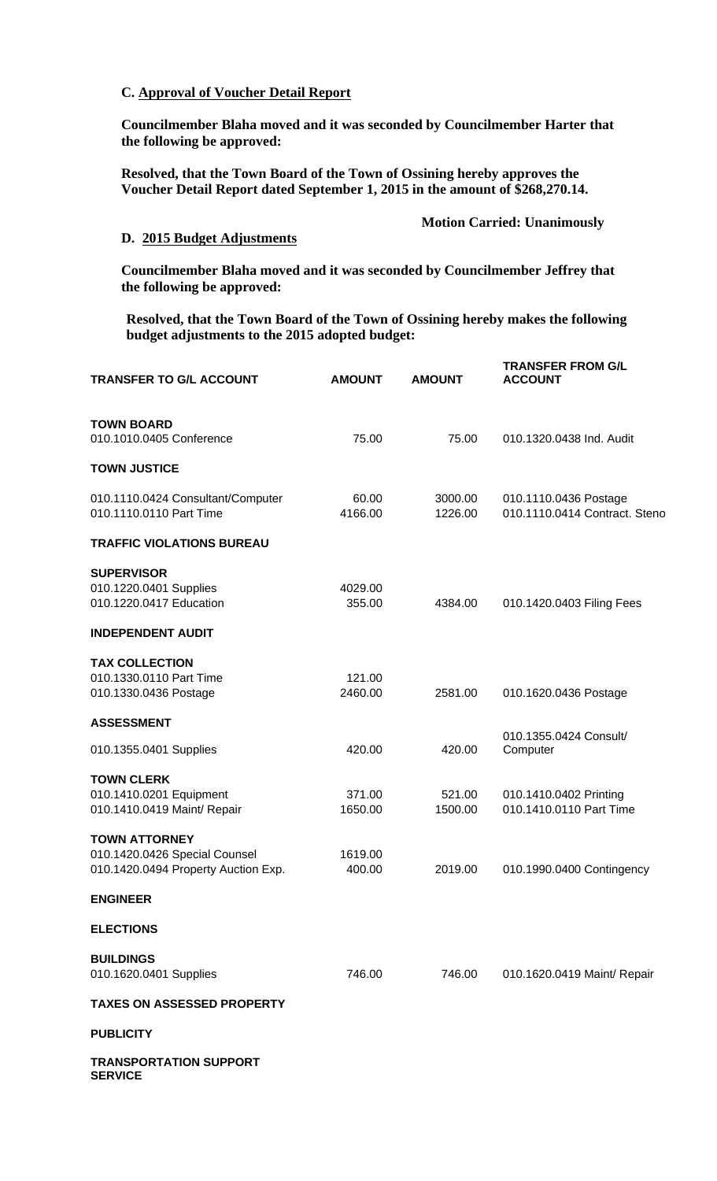**C. Approval of Voucher Detail Report**

**Councilmember Blaha moved and it was seconded by Councilmember Harter that the following be approved:**

**Resolved, that the Town Board of the Town of Ossining hereby approves the Voucher Detail Report dated September 1, 2015 in the amount of $268,270.14.**

**Motion Carried: Unanimously**

**D. 2015 Budget Adjustments**

**Councilmember Blaha moved and it was seconded by Councilmember Jeffrey that the following be approved:**

**Resolved, that the Town Board of the Town of Ossining hereby makes the following budget adjustments to the 2015 adopted budget:**

| TRANSFER TO G/L ACCOUNT | AMOUNT | AMOUNT | TRANSFER FROM G/L ACCOUNT |
|---|---|---|---|
| **TOWN BOARD** | | | |
| 010.1010.0405 Conference | 75.00 | 75.00 | 010.1320.0438 Ind. Audit |
| **TOWN JUSTICE** | | | |
| 010.1110.0424 Consultant/Computer | 60.00 | 3000.00 | 010.1110.0436 Postage |
| 010.1110.0110 Part Time | 4166.00 | 1226.00 | 010.1110.0414 Contract. Steno |
| **TRAFFIC VIOLATIONS BUREAU** | | | |
| **SUPERVISOR** | | | |
| 010.1220.0401 Supplies | 4029.00 | | |
| 010.1220.0417 Education | 355.00 | 4384.00 | 010.1420.0403 Filing Fees |
| **INDEPENDENT AUDIT** | | | |
| **TAX COLLECTION** | | | |
| 010.1330.0110 Part Time | 121.00 | | |
| 010.1330.0436 Postage | 2460.00 | 2581.00 | 010.1620.0436 Postage |
| **ASSESSMENT** | | | |
| 010.1355.0401 Supplies | 420.00 | 420.00 | 010.1355.0424 Consult/ Computer |
| **TOWN CLERK** | | | |
| 010.1410.0201 Equipment | 371.00 | 521.00 | 010.1410.0402 Printing |
| 010.1410.0419 Maint/ Repair | 1650.00 | 1500.00 | 010.1410.0110 Part Time |
| **TOWN ATTORNEY** | | | |
| 010.1420.0426 Special Counsel | 1619.00 | | |
| 010.1420.0494 Property Auction Exp. | 400.00 | 2019.00 | 010.1990.0400 Contingency |
| **ENGINEER** | | | |
| **ELECTIONS** | | | |
| **BUILDINGS** | | | |
| 010.1620.0401 Supplies | 746.00 | 746.00 | 010.1620.0419 Maint/ Repair |
| **TAXES ON ASSESSED PROPERTY** | | | |
| **PUBLICITY** | | | |
| **TRANSPORTATION SUPPORT SERVICE** | | | |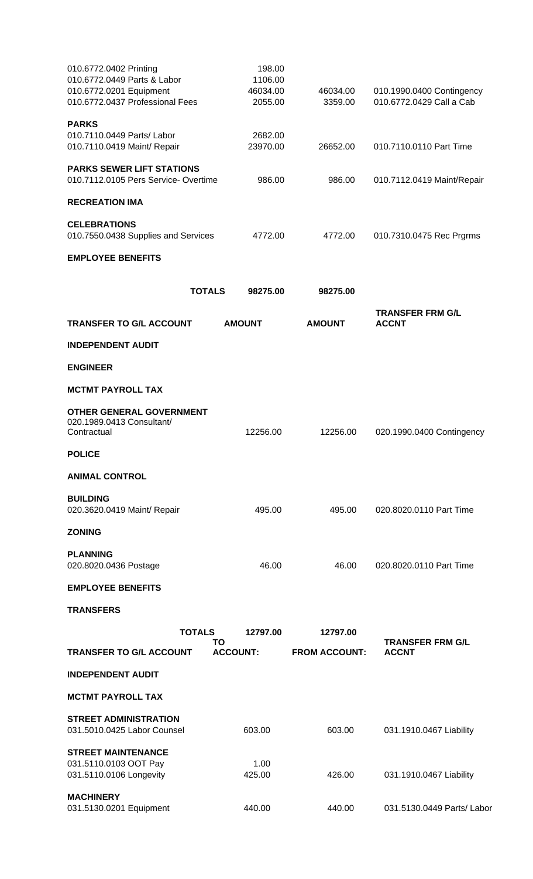| | | | |
|---|---|---|---|
| 010.6772.0402 Printing | 198.00 | | |
| 010.6772.0449 Parts & Labor | 1106.00 | | |
| 010.6772.0201 Equipment | 46034.00 | 46034.00 | 010.1990.0400 Contingency |
| 010.6772.0437 Professional Fees | 2055.00 | 3359.00 | 010.6772.0429 Call a Cab |
| **PARKS** | | | |
| 010.7110.0449 Parts/ Labor | 2682.00 | | |
| 010.7110.0419 Maint/ Repair | 23970.00 | 26652.00 | 010.7110.0110 Part Time |
| **PARKS SEWER LIFT STATIONS** | | | |
| 010.7112.0105 Pers Service- Overtime | 986.00 | 986.00 | 010.7112.0419 Maint/Repair |
| **RECREATION IMA** | | | |
| **CELEBRATIONS** | | | |
| 010.7550.0438 Supplies and Services | 4772.00 | 4772.00 | 010.7310.0475 Rec Prgrms |
| **EMPLOYEE BENEFITS** | | | |
| **TOTALS** | **98275.00** | **98275.00** | |

| TRANSFER TO G/L ACCOUNT | AMOUNT | AMOUNT | TRANSFER FRM G/L ACCNT |
|---|---|---|---|
| **INDEPENDENT AUDIT** | | | |
| **ENGINEER** | | | |
| **MCTMT PAYROLL TAX** | | | |
| **OTHER GENERAL GOVERNMENT** | | | |
| 020.1989.0413 Consultant/ Contractual | 12256.00 | 12256.00 | 020.1990.0400 Contingency |
| **POLICE** | | | |
| **ANIMAL CONTROL** | | | |
| **BUILDING** | | | |
| 020.3620.0419 Maint/ Repair | 495.00 | 495.00 | 020.8020.0110 Part Time |
| **ZONING** | | | |
| **PLANNING** | | | |
| 020.8020.0436 Postage | 46.00 | 46.00 | 020.8020.0110 Part Time |
| **EMPLOYEE BENEFITS** | | | |
| **TRANSFERS** | | | |
| **TOTALS** | **12797.00** | **12797.00** | |

| TRANSFER TO G/L ACCOUNT | TO ACCOUNT: | FROM ACCOUNT: | TRANSFER FRM G/L ACCNT |
|---|---|---|---|
| **INDEPENDENT AUDIT** | | | |
| **MCTMT PAYROLL TAX** | | | |
| **STREET ADMINISTRATION** | | | |
| 031.5010.0425 Labor Counsel | 603.00 | 603.00 | 031.1910.0467 Liability |
| **STREET MAINTENANCE** | | | |
| 031.5110.0103 OOT Pay | 1.00 | | |
| 031.5110.0106 Longevity | 425.00 | 426.00 | 031.1910.0467 Liability |
| **MACHINERY** | | | |
| 031.5130.0201 Equipment | 440.00 | 440.00 | 031.5130.0449 Parts/ Labor |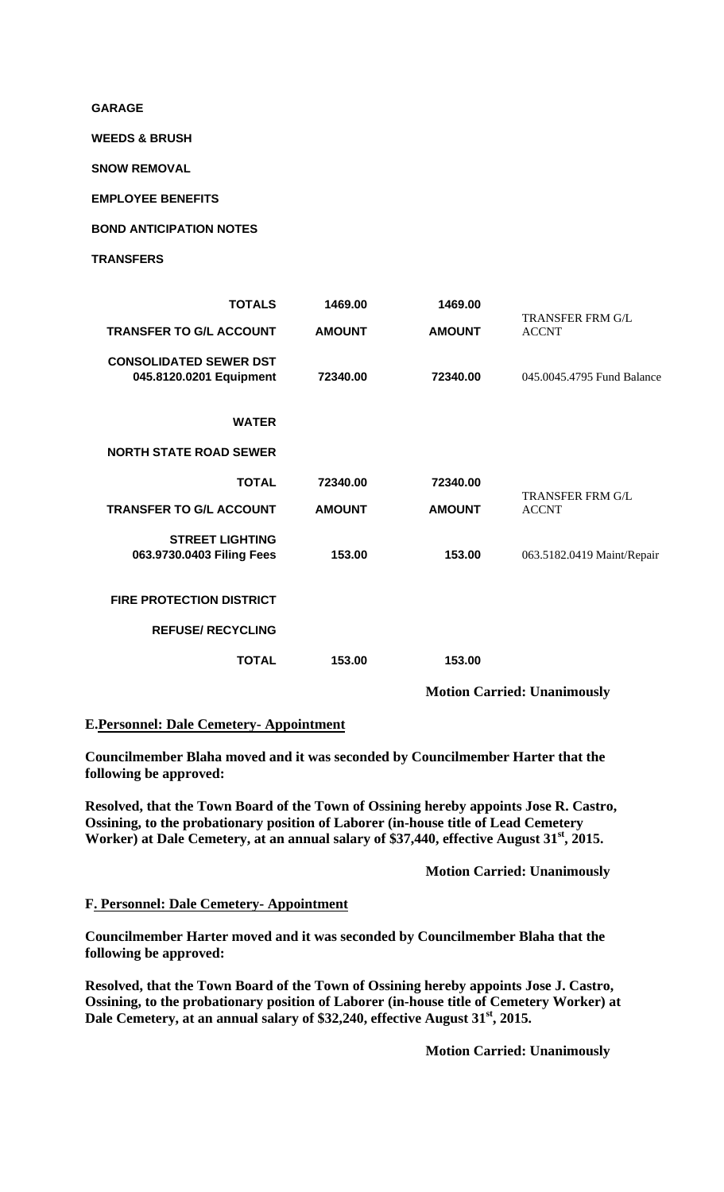**GARAGE**

**WEEDS & BRUSH**

**SNOW REMOVAL**

**EMPLOYEE BENEFITS**

**BOND ANTICIPATION NOTES**

**TRANSFERS**

| | | | |
|---|---|---|---|
| **TOTALS** | **1469.00** | **1469.00** | |
| **TRANSFER TO G/L ACCOUNT** | **AMOUNT** | **AMOUNT** | TRANSFER FRM G/L ACCNT |
| **CONSOLIDATED SEWER DST 045.8120.0201 Equipment** | **72340.00** | **72340.00** | 045.0045.4795 Fund Balance |
| **WATER** | | | |
| **NORTH STATE ROAD SEWER** | | | |
| **TOTAL** | **72340.00** | **72340.00** | |
| **TRANSFER TO G/L ACCOUNT** | **AMOUNT** | **AMOUNT** | TRANSFER FRM G/L ACCNT |
| **STREET LIGHTING 063.9730.0403 Filing Fees** | **153.00** | **153.00** | 063.5182.0419 Maint/Repair |
| **FIRE PROTECTION DISTRICT** | | | |
| **REFUSE/ RECYCLING** | | | |
| **TOTAL** | **153.00** | **153.00** | |

**Motion Carried: Unanimously**

**E.Personnel: Dale Cemetery- Appointment**

**Councilmember Blaha moved and it was seconded by Councilmember Harter that the following be approved:**

**Resolved, that the Town Board of the Town of Ossining hereby appoints Jose R. Castro, Ossining, to the probationary position of Laborer (in-house title of Lead Cemetery Worker) at Dale Cemetery, at an annual salary of $37,440, effective August 31st, 2015.**

**Motion Carried: Unanimously**

**F. Personnel: Dale Cemetery- Appointment**

**Councilmember Harter moved and it was seconded by Councilmember Blaha that the following be approved:**

**Resolved, that the Town Board of the Town of Ossining hereby appoints Jose J. Castro, Ossining, to the probationary position of Laborer (in-house title of Cemetery Worker) at Dale Cemetery, at an annual salary of $32,240, effective August 31st, 2015.**

**Motion Carried: Unanimously**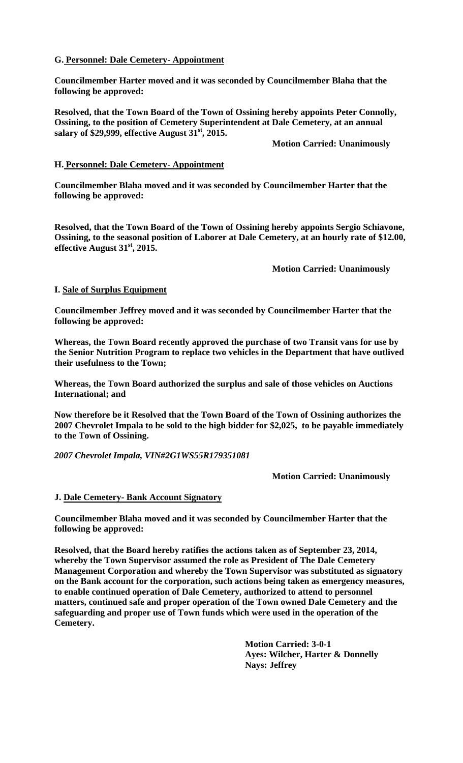**G. Personnel: Dale Cemetery- Appointment**

**Councilmember Harter moved and it was seconded by Councilmember Blaha that the following be approved:**

**Resolved, that the Town Board of the Town of Ossining hereby appoints Peter Connolly, Ossining, to the position of Cemetery Superintendent at Dale Cemetery, at an annual salary of \$29,999, effective August 31st, 2015.**

**Motion Carried: Unanimously**

**H. Personnel: Dale Cemetery- Appointment**

**Councilmember Blaha moved and it was seconded by Councilmember Harter that the following be approved:**

**Resolved, that the Town Board of the Town of Ossining hereby appoints Sergio Schiavone, Ossining, to the seasonal position of Laborer at Dale Cemetery, at an hourly rate of \$12.00, effective August 31st, 2015.**

**Motion Carried: Unanimously**

**I. Sale of Surplus Equipment**

**Councilmember Jeffrey moved and it was seconded by Councilmember Harter that the following be approved:**

**Whereas, the Town Board recently approved the purchase of two Transit vans for use by the Senior Nutrition Program to replace two vehicles in the Department that have outlived their usefulness to the Town;**

**Whereas, the Town Board authorized the surplus and sale of those vehicles on Auctions International; and**

**Now therefore be it Resolved that the Town Board of the Town of Ossining authorizes the 2007 Chevrolet Impala to be sold to the high bidder for \$2,025, to be payable immediately to the Town of Ossining.**

***2007 Chevrolet Impala, VIN#2G1WS55R179351081***

**Motion Carried: Unanimously**

**J. Dale Cemetery- Bank Account Signatory**

**Councilmember Blaha moved and it was seconded by Councilmember Harter that the following be approved:**

**Resolved, that the Board hereby ratifies the actions taken as of September 23, 2014, whereby the Town Supervisor assumed the role as President of The Dale Cemetery Management Corporation and whereby the Town Supervisor was substituted as signatory on the Bank account for the corporation, such actions being taken as emergency measures, to enable continued operation of Dale Cemetery, authorized to attend to personnel matters, continued safe and proper operation of the Town owned Dale Cemetery and the safeguarding and proper use of Town funds which were used in the operation of the Cemetery.**

**Motion Carried: 3-0-1**
**Ayes: Wilcher, Harter & Donnelly**
**Nays: Jeffrey**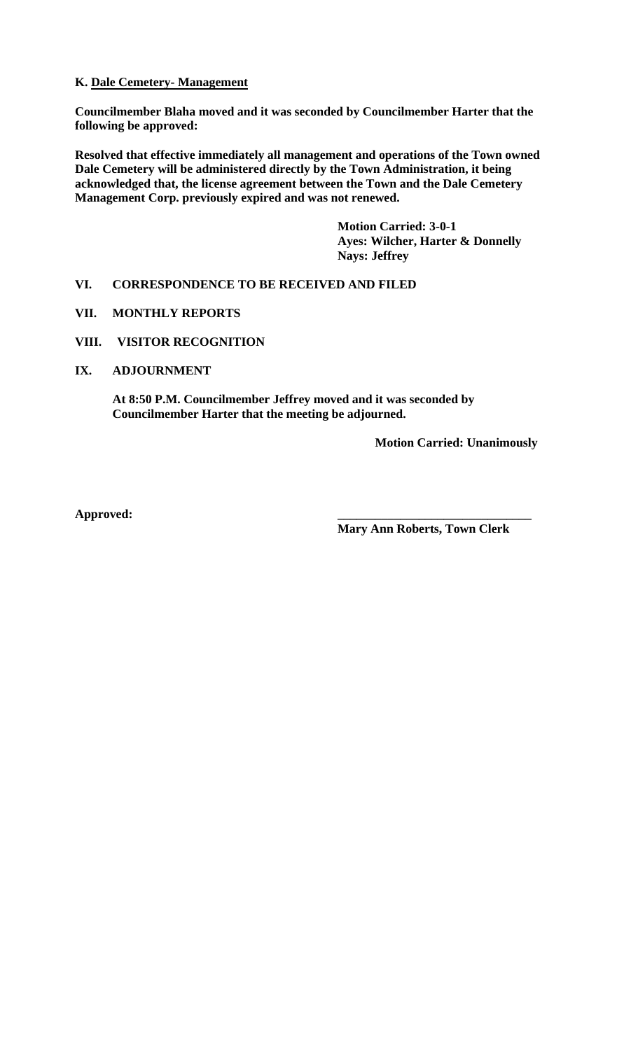**K. Dale Cemetery- Management**

**Councilmember Blaha moved and it was seconded by Councilmember Harter that the following be approved:**

**Resolved that effective immediately all management and operations of the Town owned Dale Cemetery will be administered directly by the Town Administration, it being acknowledged that, the license agreement between the Town and the Dale Cemetery Management Corp. previously expired and was not renewed.**

**Motion Carried: 3-0-1**
**Ayes: Wilcher, Harter & Donnelly**
**Nays: Jeffrey**

## VI. CORRESPONDENCE TO BE RECEIVED AND FILED

## VII. MONTHLY REPORTS

## VIII. VISITOR RECOGNITION

## IX. ADJOURNMENT

**At 8:50 P.M. Councilmember Jeffrey moved and it was seconded by Councilmember Harter that the meeting be adjourned.**

**Motion Carried: Unanimously**

**Approved:** ______________________________
**Mary Ann Roberts, Town Clerk**